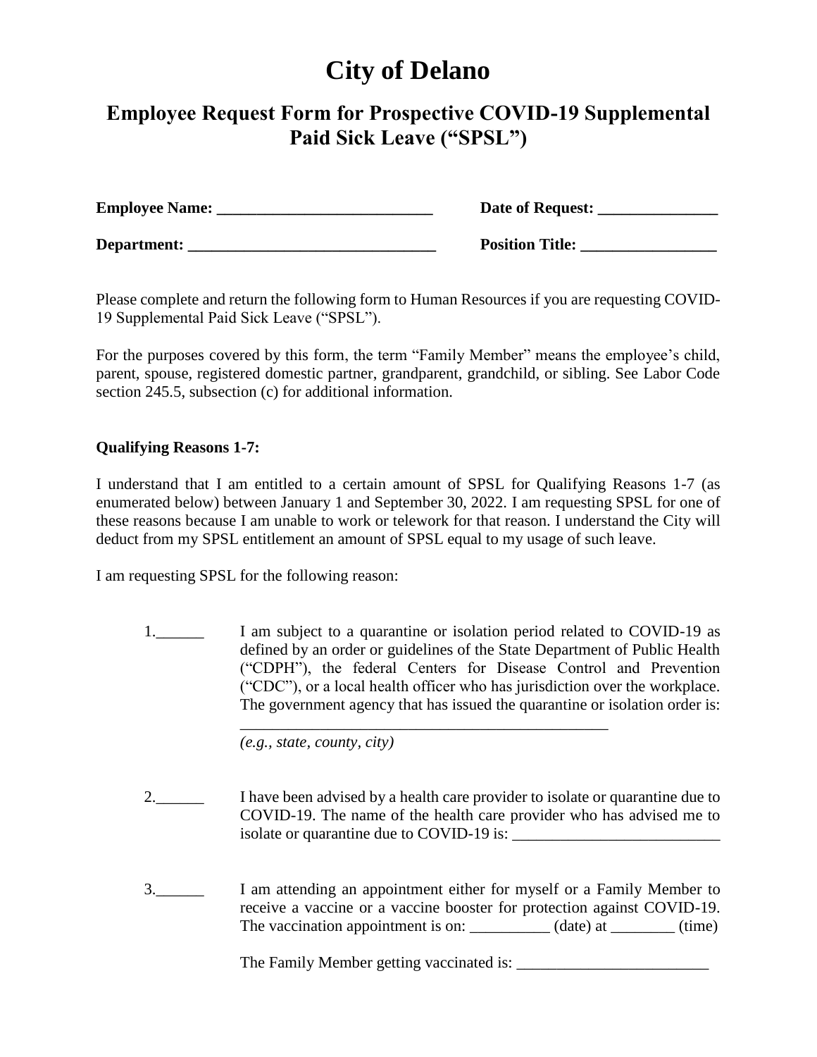# City of Delano

## Employee Request Form for Prospective COVID-19 Supplemental Paid Sick Leave ("SPSL")

**Employee Name: ___________________________** **Date of Request: _______________**

**Department: _______________________________** **Position Title: _________________**

Please complete and return the following form to Human Resources if you are requesting COVID-19 Supplemental Paid Sick Leave ("SPSL").

For the purposes covered by this form, the term "Family Member" means the employee's child, parent, spouse, registered domestic partner, grandparent, grandchild, or sibling. See Labor Code section 245.5, subsection (c) for additional information.

**Qualifying Reasons 1-7:**

I understand that I am entitled to a certain amount of SPSL for Qualifying Reasons 1-7 (as enumerated below) between January 1 and September 30, 2022. I am requesting SPSL for one of these reasons because I am unable to work or telework for that reason. I understand the City will deduct from my SPSL entitlement an amount of SPSL equal to my usage of such leave.

I am requesting SPSL for the following reason:

1.______ I am subject to a quarantine or isolation period related to COVID-19 as defined by an order or guidelines of the State Department of Public Health ("CDPH"), the federal Centers for Disease Control and Prevention ("CDC"), or a local health officer who has jurisdiction over the workplace. The government agency that has issued the quarantine or isolation order is:

_______________________________________________
*(e.g., state, county, city)*

2.______ I have been advised by a health care provider to isolate or quarantine due to COVID-19. The name of the health care provider who has advised me to isolate or quarantine due to COVID-19 is: __________________________

3.______ I am attending an appointment either for myself or a Family Member to receive a vaccine or a vaccine booster for protection against COVID-19. The vaccination appointment is on: __________ (date) at ________ (time)

The Family Member getting vaccinated is: ________________________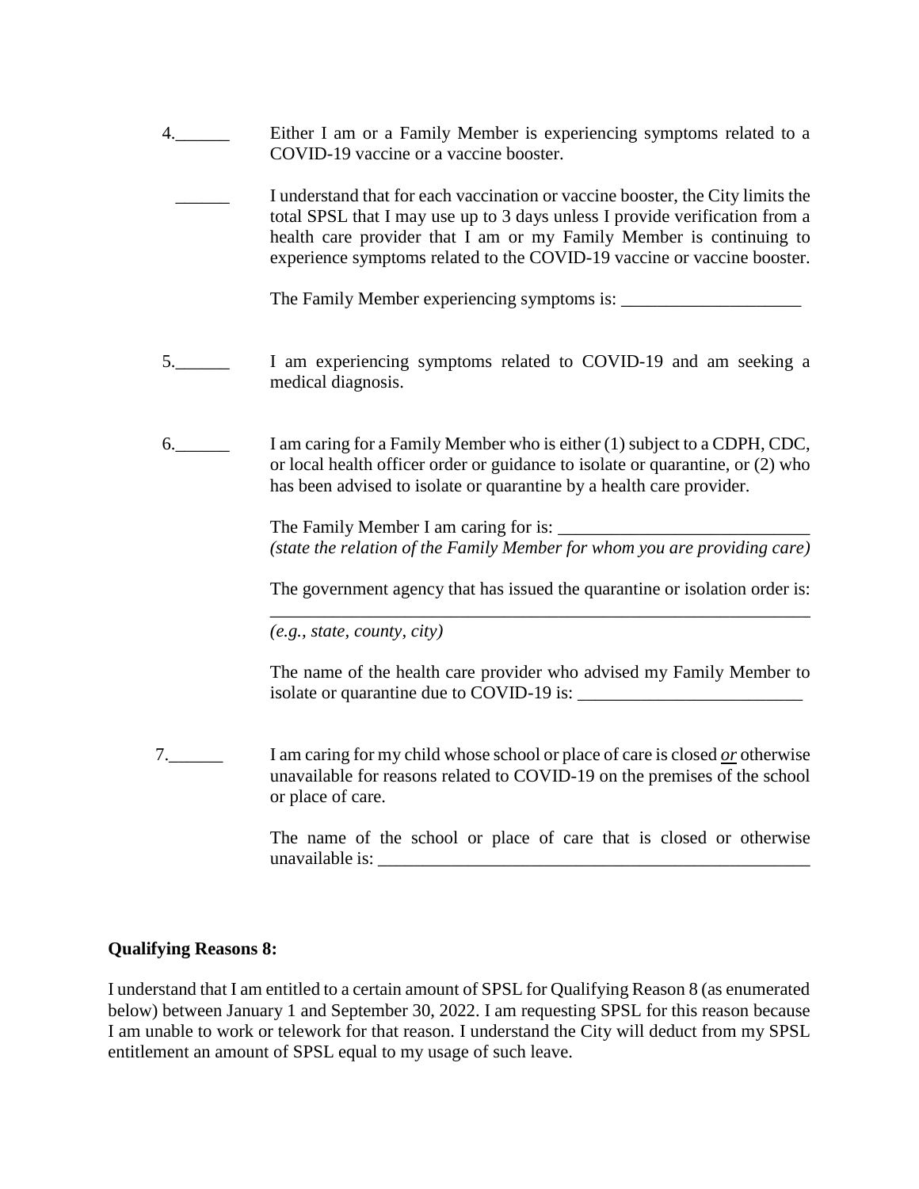4.______ Either I am or a Family Member is experiencing symptoms related to a COVID-19 vaccine or a vaccine booster.

______ I understand that for each vaccination or vaccine booster, the City limits the total SPSL that I may use up to 3 days unless I provide verification from a health care provider that I am or my Family Member is continuing to experience symptoms related to the COVID-19 vaccine or vaccine booster.

The Family Member experiencing symptoms is: ____________________

5.______ I am experiencing symptoms related to COVID-19 and am seeking a medical diagnosis.

6.______ I am caring for a Family Member who is either (1) subject to a CDPH, CDC, or local health officer order or guidance to isolate or quarantine, or (2) who has been advised to isolate or quarantine by a health care provider.

The Family Member I am caring for is: ____________________________
*(state the relation of the Family Member for whom you are providing care)*

The government agency that has issued the quarantine or isolation order is: ______________________________________________________________
*(e.g., state, county, city)*

The name of the health care provider who advised my Family Member to isolate or quarantine due to COVID-19 is: _________________________

7.______ I am caring for my child whose school or place of care is closed ***or*** otherwise unavailable for reasons related to COVID-19 on the premises of the school or place of care.

The name of the school or place of care that is closed or otherwise unavailable is: __________________________________________________

**Qualifying Reasons 8:**

I understand that I am entitled to a certain amount of SPSL for Qualifying Reason 8 (as enumerated below) between January 1 and September 30, 2022. I am requesting SPSL for this reason because I am unable to work or telework for that reason. I understand the City will deduct from my SPSL entitlement an amount of SPSL equal to my usage of such leave.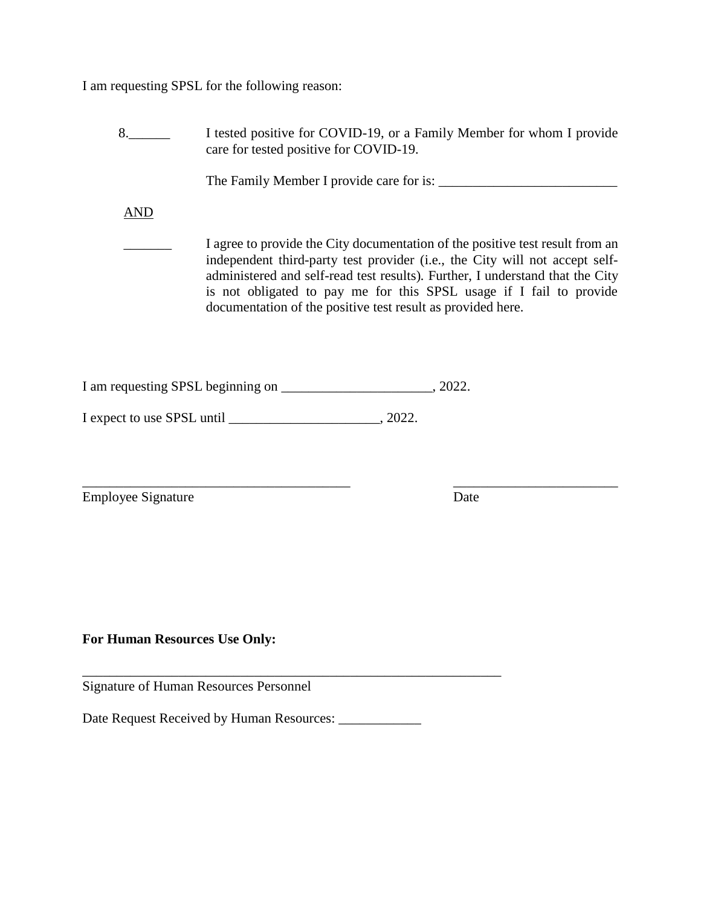I am requesting SPSL for the following reason:

8.______ I tested positive for COVID-19, or a Family Member for whom I provide care for tested positive for COVID-19.

The Family Member I provide care for is: __________________________

<u>AND</u>

_______ I agree to provide the City documentation of the positive test result from an independent third-party test provider (i.e., the City will not accept self-administered and self-read test results). Further, I understand that the City is not obligated to pay me for this SPSL usage if I fail to provide documentation of the positive test result as provided here.

I am requesting SPSL beginning on ______________________, 2022.

I expect to use SPSL until ______________________, 2022.

________________________________________ ________________________

Employee Signature Date

**For Human Resources Use Only:**

_______________________________________________________________

Signature of Human Resources Personnel

Date Request Received by Human Resources: ____________